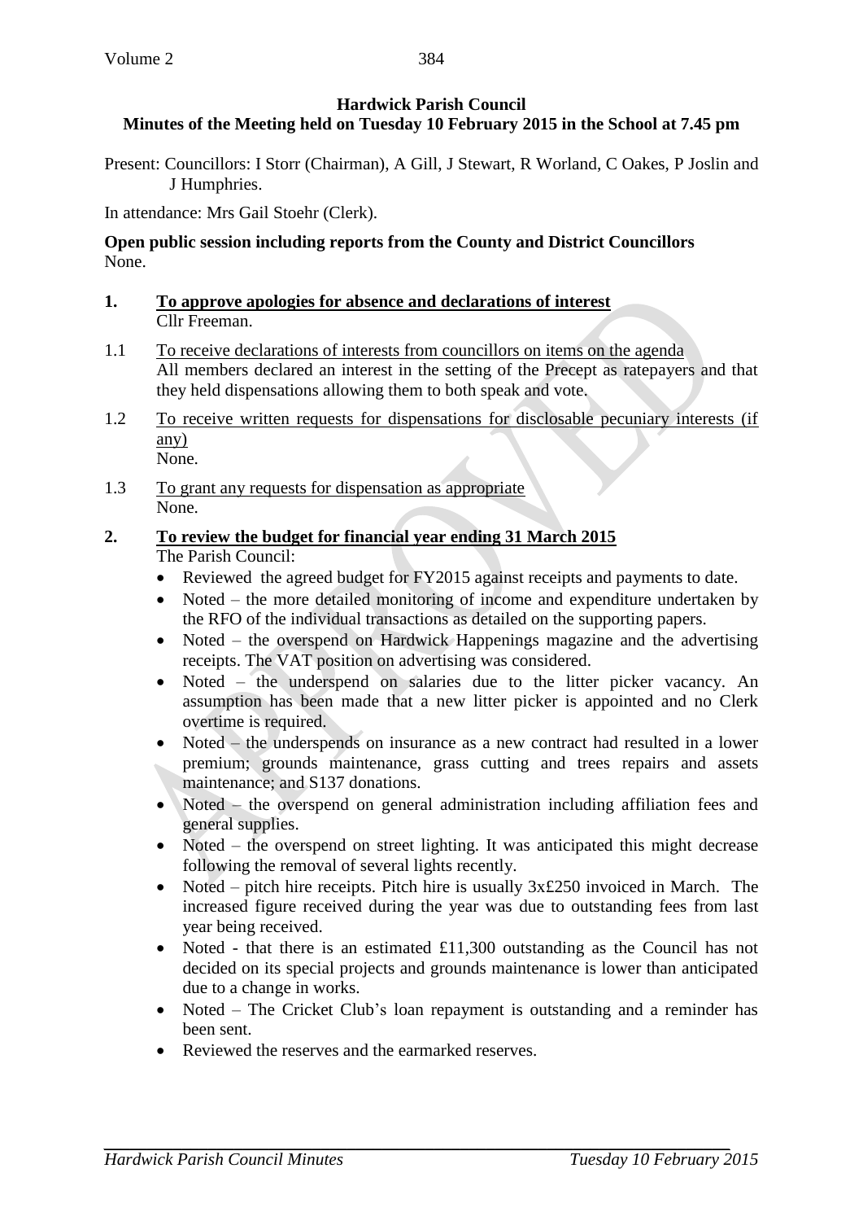**Hardwick Parish Council**

**Minutes of the Meeting held on Tuesday 10 February 2015 in the School at 7.45 pm**

Present: Councillors: I Storr (Chairman), A Gill, J Stewart, R Worland, C Oakes, P Joslin and J Humphries.

In attendance: Mrs Gail Stoehr (Clerk).

**Open public session including reports from the County and District Councillors**
None.

**1. To approve apologies for absence and declarations of interest**
Cllr Freeman.

1.1 To receive declarations of interests from councillors on items on the agenda
All members declared an interest in the setting of the Precept as ratepayers and that they held dispensations allowing them to both speak and vote.

1.2 To receive written requests for dispensations for disclosable pecuniary interests (if any)
None.

1.3 To grant any requests for dispensation as appropriate
None.

**2. To review the budget for financial year ending 31 March 2015**
The Parish Council:

- Reviewed the agreed budget for FY2015 against receipts and payments to date.
- Noted – the more detailed monitoring of income and expenditure undertaken by the RFO of the individual transactions as detailed on the supporting papers.
- Noted – the overspend on Hardwick Happenings magazine and the advertising receipts. The VAT position on advertising was considered.
- Noted – the underspend on salaries due to the litter picker vacancy. An assumption has been made that a new litter picker is appointed and no Clerk overtime is required.
- Noted – the underspends on insurance as a new contract had resulted in a lower premium; grounds maintenance, grass cutting and trees repairs and assets maintenance; and S137 donations.
- Noted – the overspend on general administration including affiliation fees and general supplies.
- Noted – the overspend on street lighting. It was anticipated this might decrease following the removal of several lights recently.
- Noted – pitch hire receipts. Pitch hire is usually 3x£250 invoiced in March. The increased figure received during the year was due to outstanding fees from last year being received.
- Noted - that there is an estimated £11,300 outstanding as the Council has not decided on its special projects and grounds maintenance is lower than anticipated due to a change in works.
- Noted – The Cricket Club's loan repayment is outstanding and a reminder has been sent.
- Reviewed the reserves and the earmarked reserves.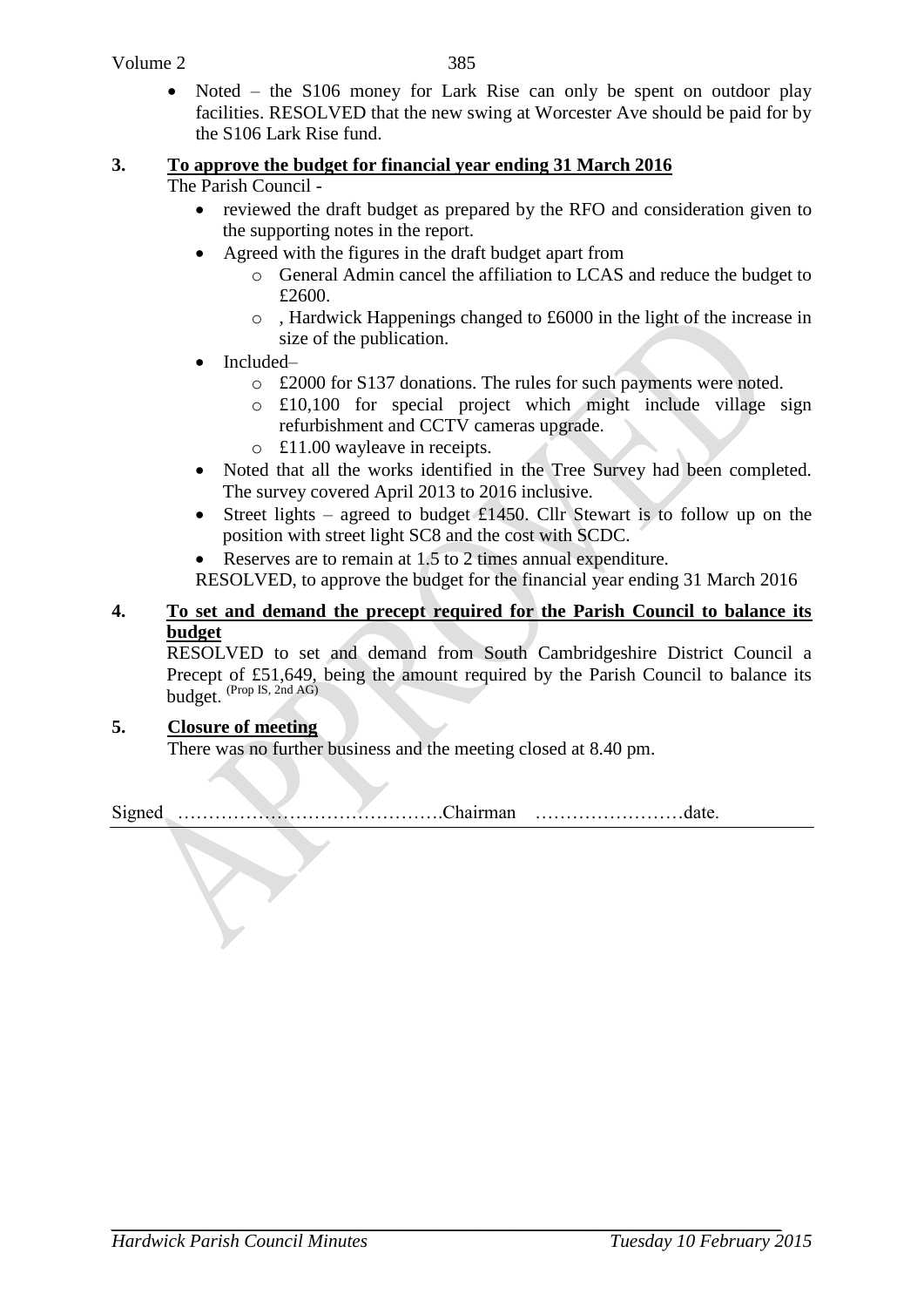- Noted – the S106 money for Lark Rise can only be spent on outdoor play facilities. RESOLVED that the new swing at Worcester Ave should be paid for by the S106 Lark Rise fund.

**3. To approve the budget for financial year ending 31 March 2016**

The Parish Council -

- reviewed the draft budget as prepared by the RFO and consideration given to the supporting notes in the report.
- Agreed with the figures in the draft budget apart from
  - General Admin cancel the affiliation to LCAS and reduce the budget to £2600.
  - , Hardwick Happenings changed to £6000 in the light of the increase in size of the publication.
- Included–
  - £2000 for S137 donations. The rules for such payments were noted.
  - £10,100 for special project which might include village sign refurbishment and CCTV cameras upgrade.
  - £11.00 wayleave in receipts.
- Noted that all the works identified in the Tree Survey had been completed. The survey covered April 2013 to 2016 inclusive.
- Street lights – agreed to budget £1450. Cllr Stewart is to follow up on the position with street light SC8 and the cost with SCDC.
- Reserves are to remain at 1.5 to 2 times annual expenditure.

RESOLVED, to approve the budget for the financial year ending 31 March 2016

**4. To set and demand the precept required for the Parish Council to balance its budget**

RESOLVED to set and demand from South Cambridgeshire District Council a Precept of £51,649, being the amount required by the Parish Council to balance its budget. (Prop IS, 2nd AG)

**5. Closure of meeting**

There was no further business and the meeting closed at 8.40 pm.

Signed …………………………………….Chairman ……………………date.